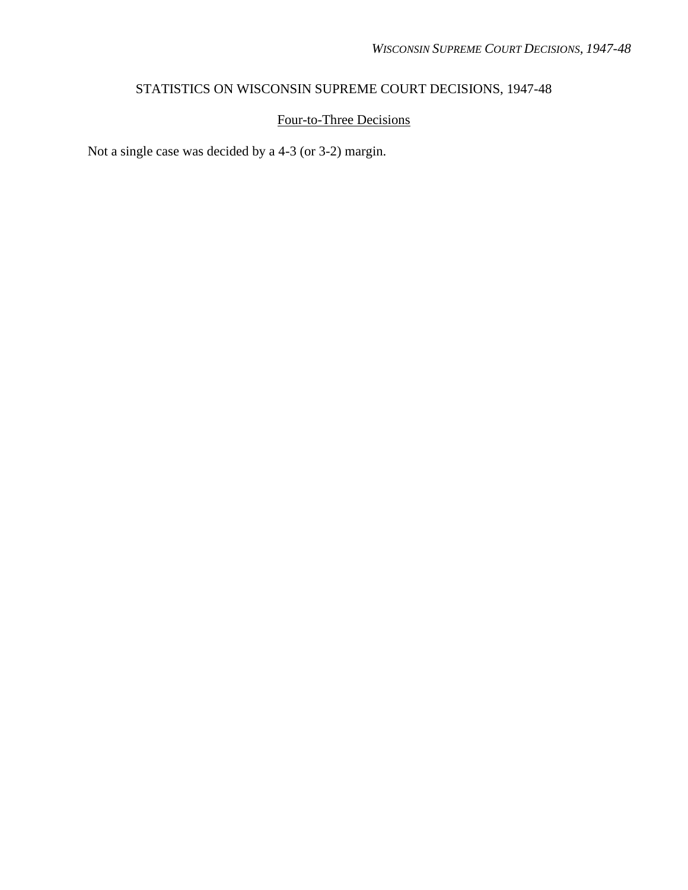# STATISTICS ON WISCONSIN SUPREME COURT DECISIONS, 1947-48

## Four-to-Three Decisions

Not a single case was decided by a 4-3 (or 3-2) margin.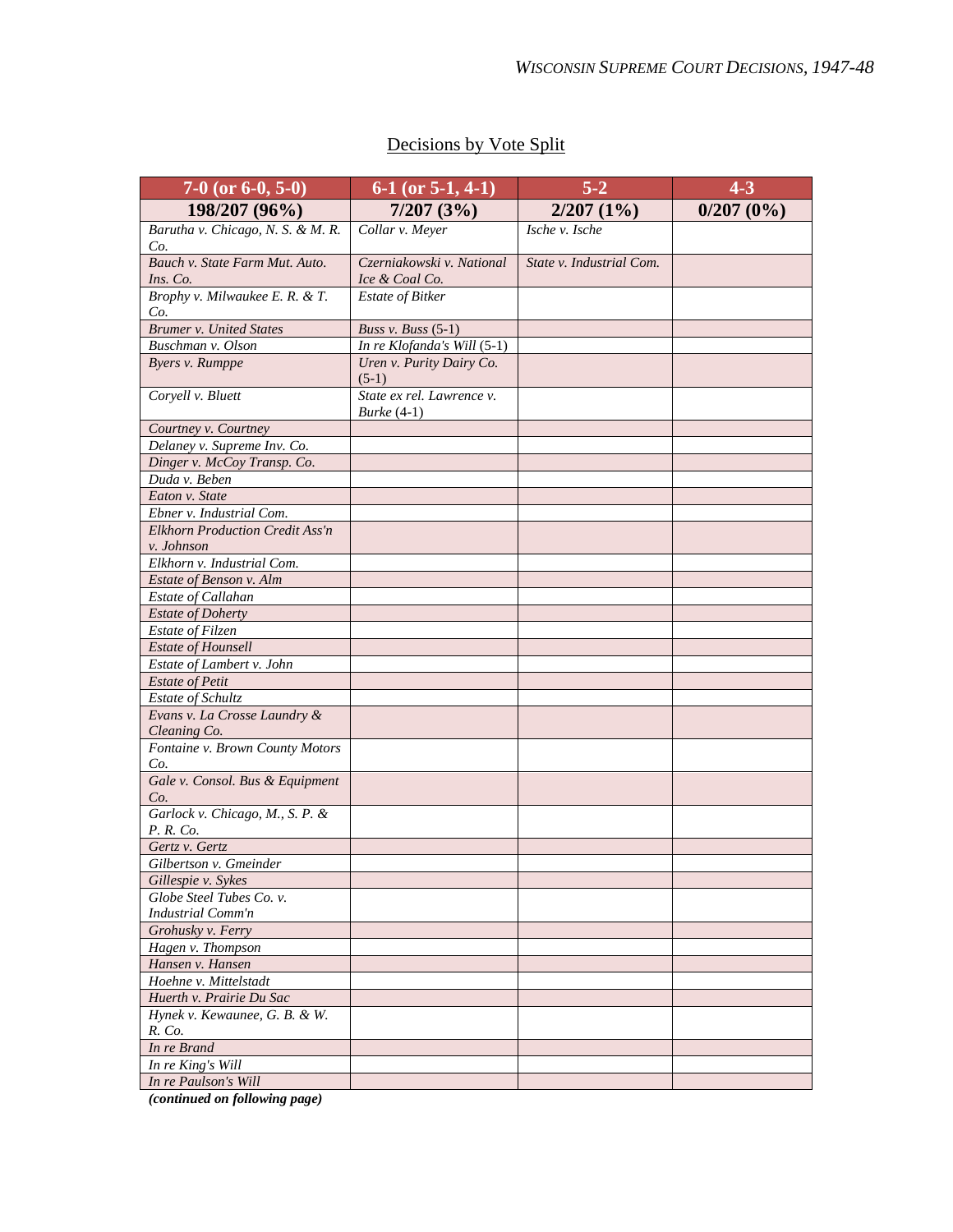## Decisions by Vote Split

| 7-0 (or 6-0, 5-0) | 6-1 (or 5-1, 4-1) | 5-2 | 4-3 |
|---|---|---|---|
| **198/207 (96%)** | **7/207 (3%)** | **2/207 (1%)** | **0/207 (0%)** |
| *Barutha v. Chicago, N. S. & M. R. Co.* | *Collar v. Meyer* | *Ische v. Ische* | |
| *Bauch v. State Farm Mut. Auto. Ins. Co.* | *Czerniakowski v. National Ice & Coal Co.* | *State v. Industrial Com.* | |
| *Brophy v. Milwaukee E. R. & T. Co.* | *Estate of Bitker* | | |
| *Brumer v. United States* | *Buss v. Buss* (5-1) | | |
| *Buschman v. Olson* | *In re Klofanda's Will* (5-1) | | |
| *Byers v. Rumppe* | *Uren v. Purity Dairy Co.* (5-1) | | |
| *Coryell v. Bluett* | *State ex rel. Lawrence v. Burke* (4-1) | | |
| *Courtney v. Courtney* | | | |
| *Delaney v. Supreme Inv. Co.* | | | |
| *Dinger v. McCoy Transp. Co.* | | | |
| *Duda v. Beben* | | | |
| *Eaton v. State* | | | |
| *Ebner v. Industrial Com.* | | | |
| *Elkhorn Production Credit Ass'n v. Johnson* | | | |
| *Elkhorn v. Industrial Com.* | | | |
| *Estate of Benson v. Alm* | | | |
| *Estate of Callahan* | | | |
| *Estate of Doherty* | | | |
| *Estate of Filzen* | | | |
| *Estate of Hounsell* | | | |
| *Estate of Lambert v. John* | | | |
| *Estate of Petit* | | | |
| *Estate of Schultz* | | | |
| *Evans v. La Crosse Laundry & Cleaning Co.* | | | |
| *Fontaine v. Brown County Motors Co.* | | | |
| *Gale v. Consol. Bus & Equipment Co.* | | | |
| *Garlock v. Chicago, M., S. P. & P. R. Co.* | | | |
| *Gertz v. Gertz* | | | |
| *Gilbertson v. Gmeinder* | | | |
| *Gillespie v. Sykes* | | | |
| *Globe Steel Tubes Co. v. Industrial Comm'n* | | | |
| *Grohusky v. Ferry* | | | |
| *Hagen v. Thompson* | | | |
| *Hansen v. Hansen* | | | |
| *Hoehne v. Mittelstadt* | | | |
| *Huerth v. Prairie Du Sac* | | | |
| *Hynek v. Kewaunee, G. B. & W. R. Co.* | | | |
| *In re Brand* | | | |
| *In re King's Will* | | | |
| *In re Paulson's Will* | | | |

***(continued on following page)***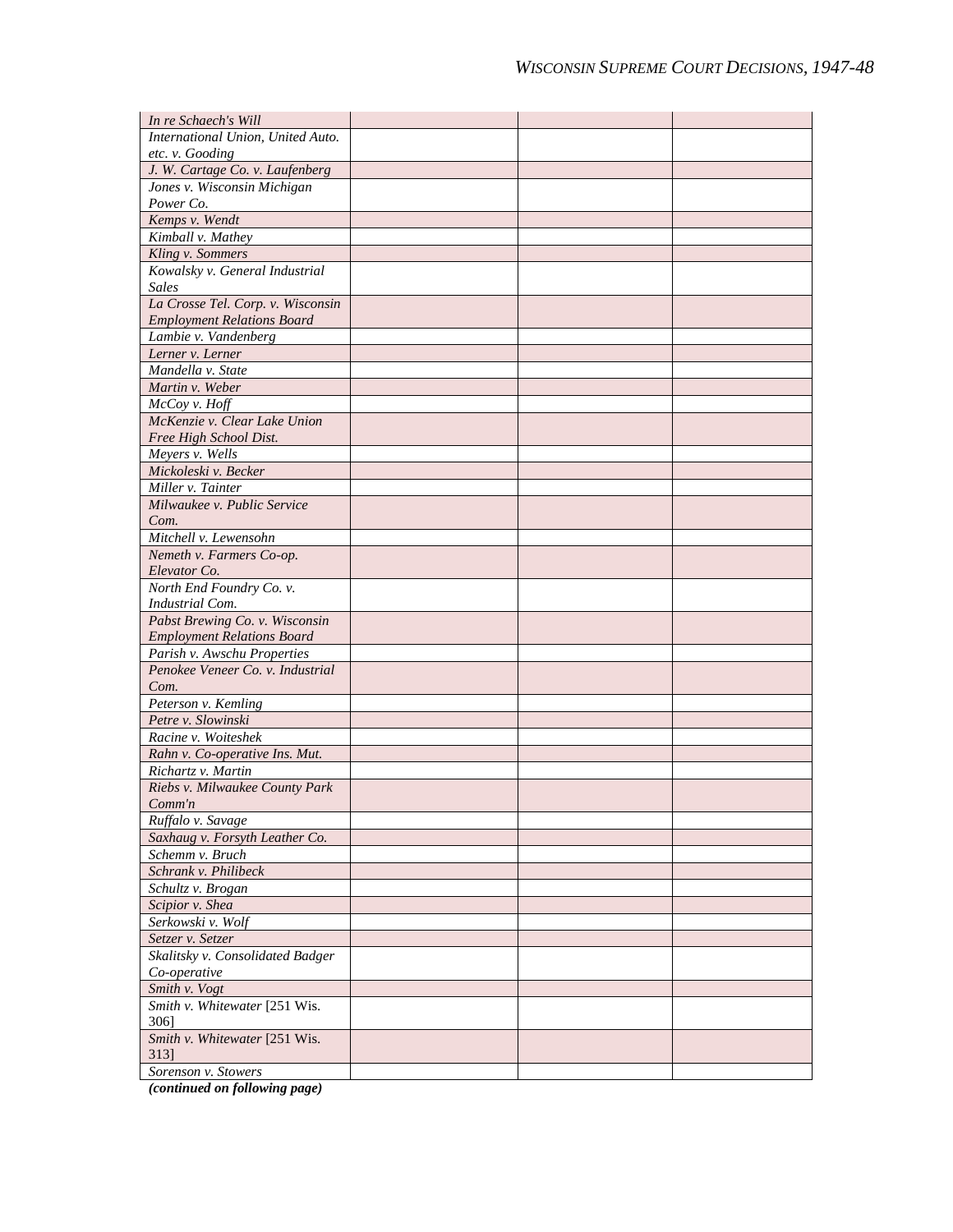| | | | |
|---|---|---|---|
| *In re Schaech's Will* | | | |
| *International Union, United Auto. etc. v. Gooding* | | | |
| *J. W. Cartage Co. v. Laufenberg* | | | |
| *Jones v. Wisconsin Michigan Power Co.* | | | |
| *Kemps v. Wendt* | | | |
| *Kimball v. Mathey* | | | |
| *Kling v. Sommers* | | | |
| *Kowalsky v. General Industrial Sales* | | | |
| *La Crosse Tel. Corp. v. Wisconsin Employment Relations Board* | | | |
| *Lambie v. Vandenberg* | | | |
| *Lerner v. Lerner* | | | |
| *Mandella v. State* | | | |
| *Martin v. Weber* | | | |
| *McCoy v. Hoff* | | | |
| *McKenzie v. Clear Lake Union Free High School Dist.* | | | |
| *Meyers v. Wells* | | | |
| *Mickoleski v. Becker* | | | |
| *Miller v. Tainter* | | | |
| *Milwaukee v. Public Service Com.* | | | |
| *Mitchell v. Lewensohn* | | | |
| *Nemeth v. Farmers Co-op. Elevator Co.* | | | |
| *North End Foundry Co. v. Industrial Com.* | | | |
| *Pabst Brewing Co. v. Wisconsin Employment Relations Board* | | | |
| *Parish v. Awschu Properties* | | | |
| *Penokee Veneer Co. v. Industrial Com.* | | | |
| *Peterson v. Kemling* | | | |
| *Petre v. Slowinski* | | | |
| *Racine v. Woiteshek* | | | |
| *Rahn v. Co-operative Ins. Mut.* | | | |
| *Richartz v. Martin* | | | |
| *Riebs v. Milwaukee County Park Comm'n* | | | |
| *Ruffalo v. Savage* | | | |
| *Saxhaug v. Forsyth Leather Co.* | | | |
| *Schemm v. Bruch* | | | |
| *Schrank v. Philibeck* | | | |
| *Schultz v. Brogan* | | | |
| *Scipior v. Shea* | | | |
| *Serkowski v. Wolf* | | | |
| *Setzer v. Setzer* | | | |
| *Skalitsky v. Consolidated Badger Co-operative* | | | |
| *Smith v. Vogt* | | | |
| *Smith v. Whitewater* [251 Wis. 306] | | | |
| *Smith v. Whitewater* [251 Wis. 313] | | | |
| *Sorenson v. Stowers* | | | |

***(continued on following page)***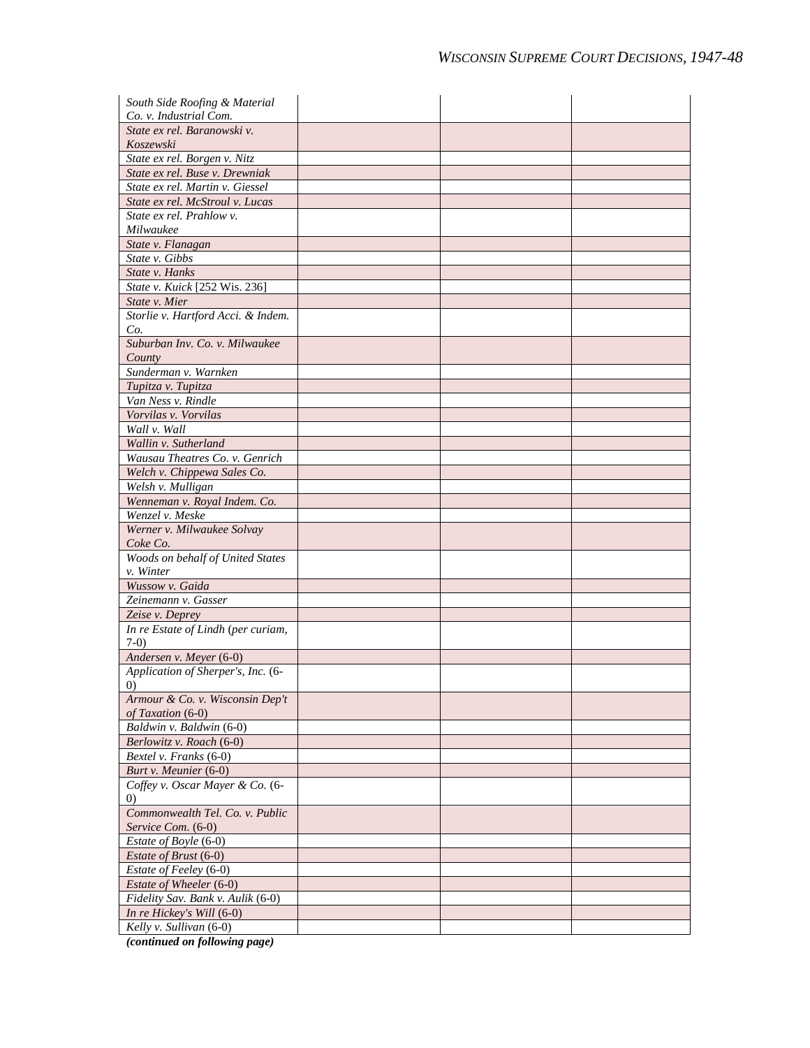| | | | |
|---|---|---|---|
| *South Side Roofing & Material Co. v. Industrial Com.* | | | |
| *State ex rel. Baranowski v. Koszewski* | | | |
| *State ex rel. Borgen v. Nitz* | | | |
| *State ex rel. Buse v. Drewniak* | | | |
| *State ex rel. Martin v. Giessel* | | | |
| *State ex rel. McStroul v. Lucas* | | | |
| *State ex rel. Prahlow v. Milwaukee* | | | |
| *State v. Flanagan* | | | |
| *State v. Gibbs* | | | |
| *State v. Hanks* | | | |
| *State v. Kuick* [252 Wis. 236] | | | |
| *State v. Mier* | | | |
| *Storlie v. Hartford Acci. & Indem. Co.* | | | |
| *Suburban Inv. Co. v. Milwaukee County* | | | |
| *Sunderman v. Warnken* | | | |
| *Tupitza v. Tupitza* | | | |
| *Van Ness v. Rindle* | | | |
| *Vorvilas v. Vorvilas* | | | |
| *Wall v. Wall* | | | |
| *Wallin v. Sutherland* | | | |
| *Wausau Theatres Co. v. Genrich* | | | |
| *Welch v. Chippewa Sales Co.* | | | |
| *Welsh v. Mulligan* | | | |
| *Wenneman v. Royal Indem. Co.* | | | |
| *Wenzel v. Meske* | | | |
| *Werner v. Milwaukee Solvay Coke Co.* | | | |
| *Woods on behalf of United States v. Winter* | | | |
| *Wussow v. Gaida* | | | |
| *Zeinemann v. Gasser* | | | |
| *Zeise v. Deprey* | | | |
| *In re Estate of Lindh* (per curiam, 7-0) | | | |
| *Andersen v. Meyer* (6-0) | | | |
| *Application of Sherper's, Inc.* (6-0) | | | |
| *Armour & Co. v. Wisconsin Dep't of Taxation* (6-0) | | | |
| *Baldwin v. Baldwin* (6-0) | | | |
| *Berlowitz v. Roach* (6-0) | | | |
| *Bextel v. Franks* (6-0) | | | |
| *Burt v. Meunier* (6-0) | | | |
| *Coffey v. Oscar Mayer & Co.* (6-0) | | | |
| *Commonwealth Tel. Co. v. Public Service Com.* (6-0) | | | |
| *Estate of Boyle* (6-0) | | | |
| *Estate of Brust* (6-0) | | | |
| *Estate of Feeley* (6-0) | | | |
| *Estate of Wheeler* (6-0) | | | |
| *Fidelity Sav. Bank v. Aulik* (6-0) | | | |
| *In re Hickey's Will* (6-0) | | | |
| *Kelly v. Sullivan* (6-0) | | | |

***(continued on following page)***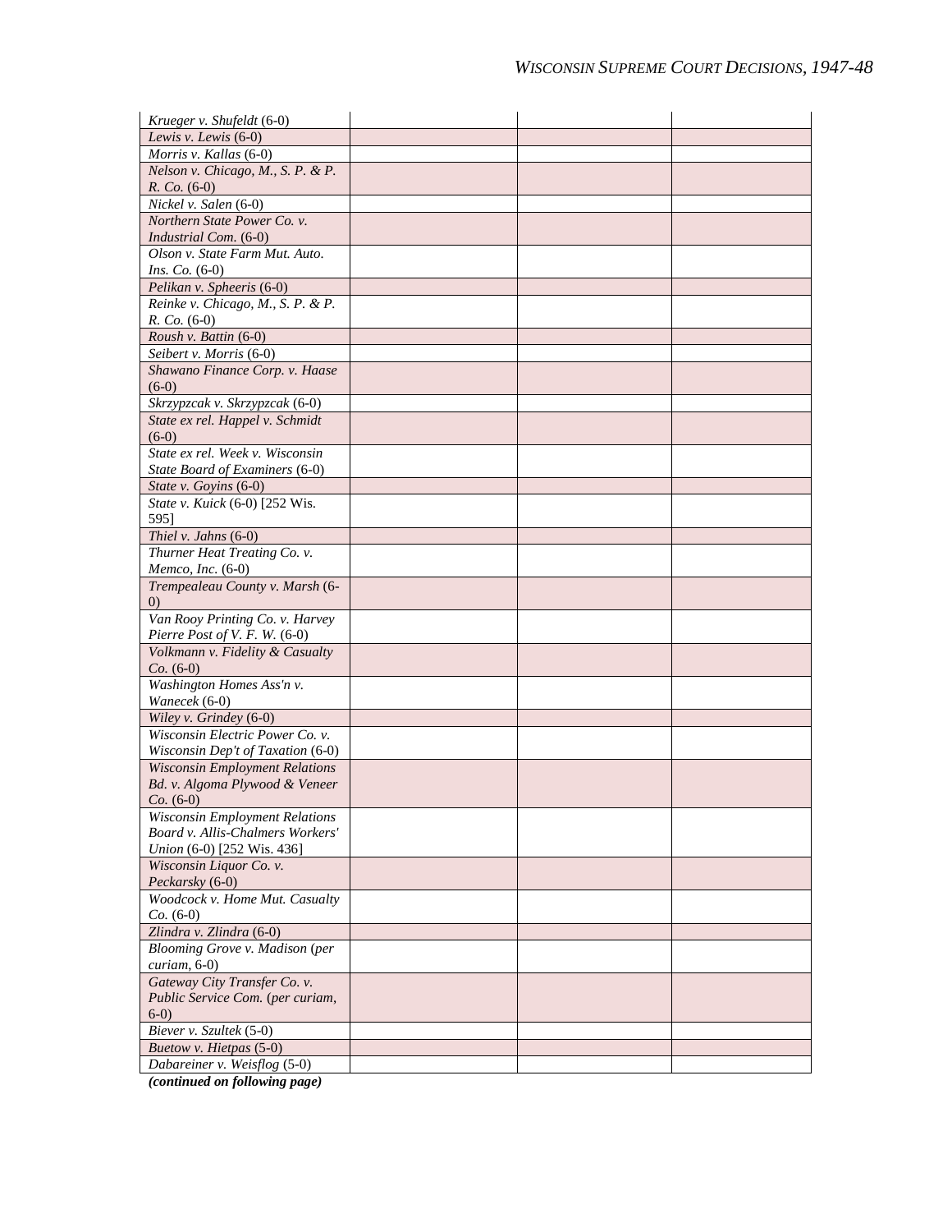| | | | |
|---|---|---|---|
| *Krueger v. Shufeldt* (6-0) | | | |
| *Lewis v. Lewis* (6-0) | | | |
| *Morris v. Kallas* (6-0) | | | |
| *Nelson v. Chicago, M., S. P. & P. R. Co.* (6-0) | | | |
| *Nickel v. Salen* (6-0) | | | |
| *Northern State Power Co. v. Industrial Com.* (6-0) | | | |
| *Olson v. State Farm Mut. Auto. Ins. Co.* (6-0) | | | |
| *Pelikan v. Spheeris* (6-0) | | | |
| *Reinke v. Chicago, M., S. P. & P. R. Co.* (6-0) | | | |
| *Roush v. Battin* (6-0) | | | |
| *Seibert v. Morris* (6-0) | | | |
| *Shawano Finance Corp. v. Haase* (6-0) | | | |
| *Skrzypzcak v. Skrzypzcak* (6-0) | | | |
| *State ex rel. Happel v. Schmidt* (6-0) | | | |
| *State ex rel. Week v. Wisconsin State Board of Examiners* (6-0) | | | |
| *State v. Goyins* (6-0) | | | |
| *State v. Kuick* (6-0) [252 Wis. 595] | | | |
| *Thiel v. Jahns* (6-0) | | | |
| *Thurner Heat Treating Co. v. Memco, Inc.* (6-0) | | | |
| *Trempealeau County v. Marsh* (6-0) | | | |
| *Van Rooy Printing Co. v. Harvey Pierre Post of V. F. W.* (6-0) | | | |
| *Volkmann v. Fidelity & Casualty Co.* (6-0) | | | |
| *Washington Homes Ass'n v. Wanecek* (6-0) | | | |
| *Wiley v. Grindey* (6-0) | | | |
| *Wisconsin Electric Power Co. v. Wisconsin Dep't of Taxation* (6-0) | | | |
| *Wisconsin Employment Relations Bd. v. Algoma Plywood & Veneer Co.* (6-0) | | | |
| *Wisconsin Employment Relations Board v. Allis-Chalmers Workers' Union* (6-0) [252 Wis. 436] | | | |
| *Wisconsin Liquor Co. v. Peckarsky* (6-0) | | | |
| *Woodcock v. Home Mut. Casualty Co.* (6-0) | | | |
| *Zlindra v. Zlindra* (6-0) | | | |
| *Blooming Grove v. Madison* (*per curiam*, 6-0) | | | |
| *Gateway City Transfer Co. v. Public Service Com.* (*per curiam*, 6-0) | | | |
| *Biever v. Szultek* (5-0) | | | |
| *Buetow v. Hietpas* (5-0) | | | |
| *Dabareiner v. Weisflog* (5-0) | | | |

***(continued on following page)***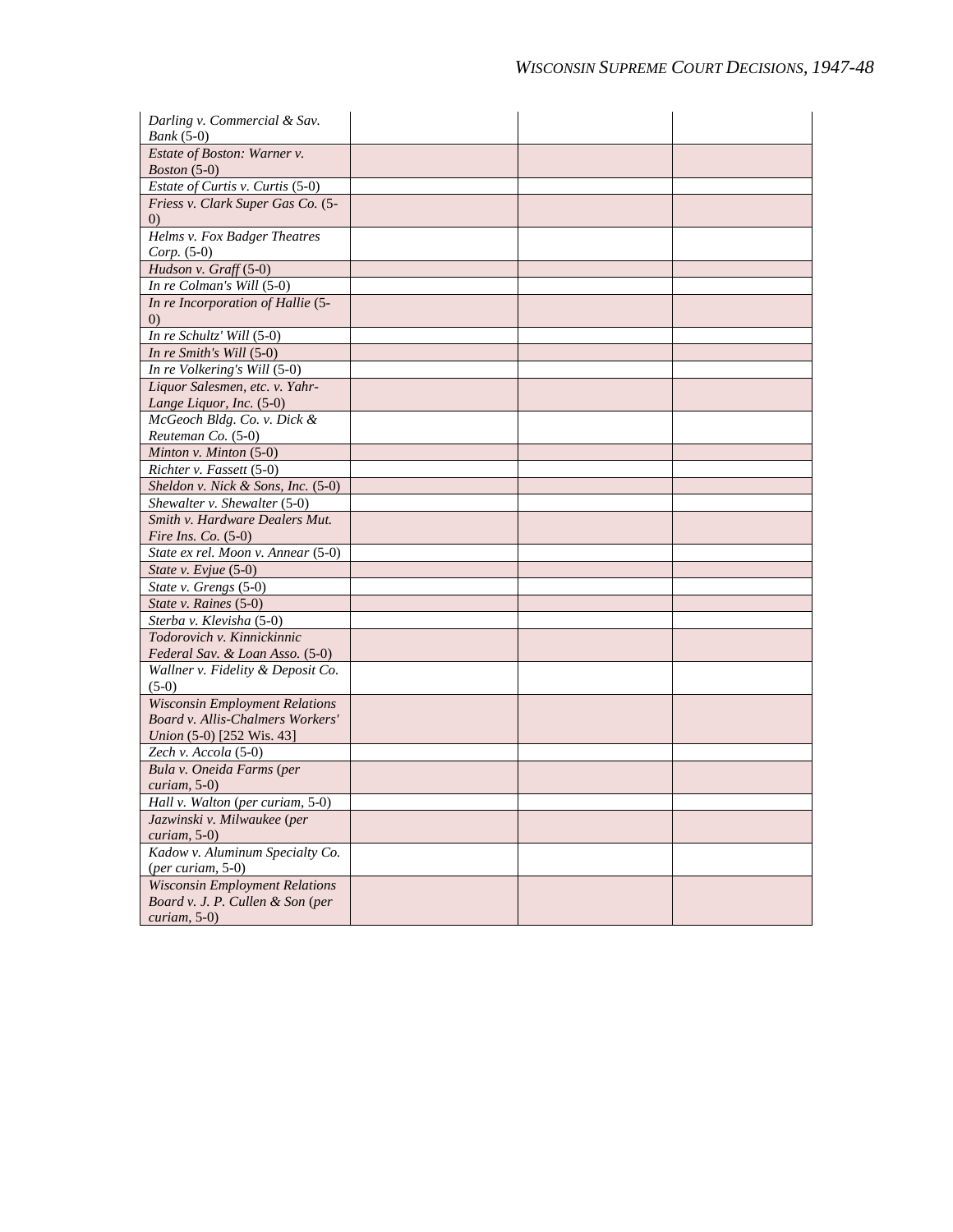| | | | |
|---|---|---|---|
| *Darling v. Commercial & Sav. Bank* (5-0) | | | |
| *Estate of Boston: Warner v. Boston* (5-0) | | | |
| *Estate of Curtis v. Curtis* (5-0) | | | |
| *Friess v. Clark Super Gas Co.* (5-0) | | | |
| *Helms v. Fox Badger Theatres Corp.* (5-0) | | | |
| *Hudson v. Graff* (5-0) | | | |
| *In re Colman's Will* (5-0) | | | |
| *In re Incorporation of Hallie* (5-0) | | | |
| *In re Schultz' Will* (5-0) | | | |
| *In re Smith's Will* (5-0) | | | |
| *In re Volkering's Will* (5-0) | | | |
| *Liquor Salesmen, etc. v. Yahr-Lange Liquor, Inc.* (5-0) | | | |
| *McGeoch Bldg. Co. v. Dick & Reuteman Co.* (5-0) | | | |
| *Minton v. Minton* (5-0) | | | |
| *Richter v. Fassett* (5-0) | | | |
| *Sheldon v. Nick & Sons, Inc.* (5-0) | | | |
| *Shewalter v. Shewalter* (5-0) | | | |
| *Smith v. Hardware Dealers Mut. Fire Ins. Co.* (5-0) | | | |
| *State ex rel. Moon v. Annear* (5-0) | | | |
| *State v. Evjue* (5-0) | | | |
| *State v. Grengs* (5-0) | | | |
| *State v. Raines* (5-0) | | | |
| *Sterba v. Klevisha* (5-0) | | | |
| *Todorovich v. Kinnickinnic Federal Sav. & Loan Asso.* (5-0) | | | |
| *Wallner v. Fidelity & Deposit Co.* (5-0) | | | |
| *Wisconsin Employment Relations Board v. Allis-Chalmers Workers' Union* (5-0) [252 Wis. 43] | | | |
| *Zech v. Accola* (5-0) | | | |
| *Bula v. Oneida Farms* (*per curiam*, 5-0) | | | |
| *Hall v. Walton* (*per curiam*, 5-0) | | | |
| *Jazwinski v. Milwaukee* (*per curiam*, 5-0) | | | |
| *Kadow v. Aluminum Specialty Co.* (*per curiam*, 5-0) | | | |
| *Wisconsin Employment Relations Board v. J. P. Cullen & Son* (*per curiam*, 5-0) | | | |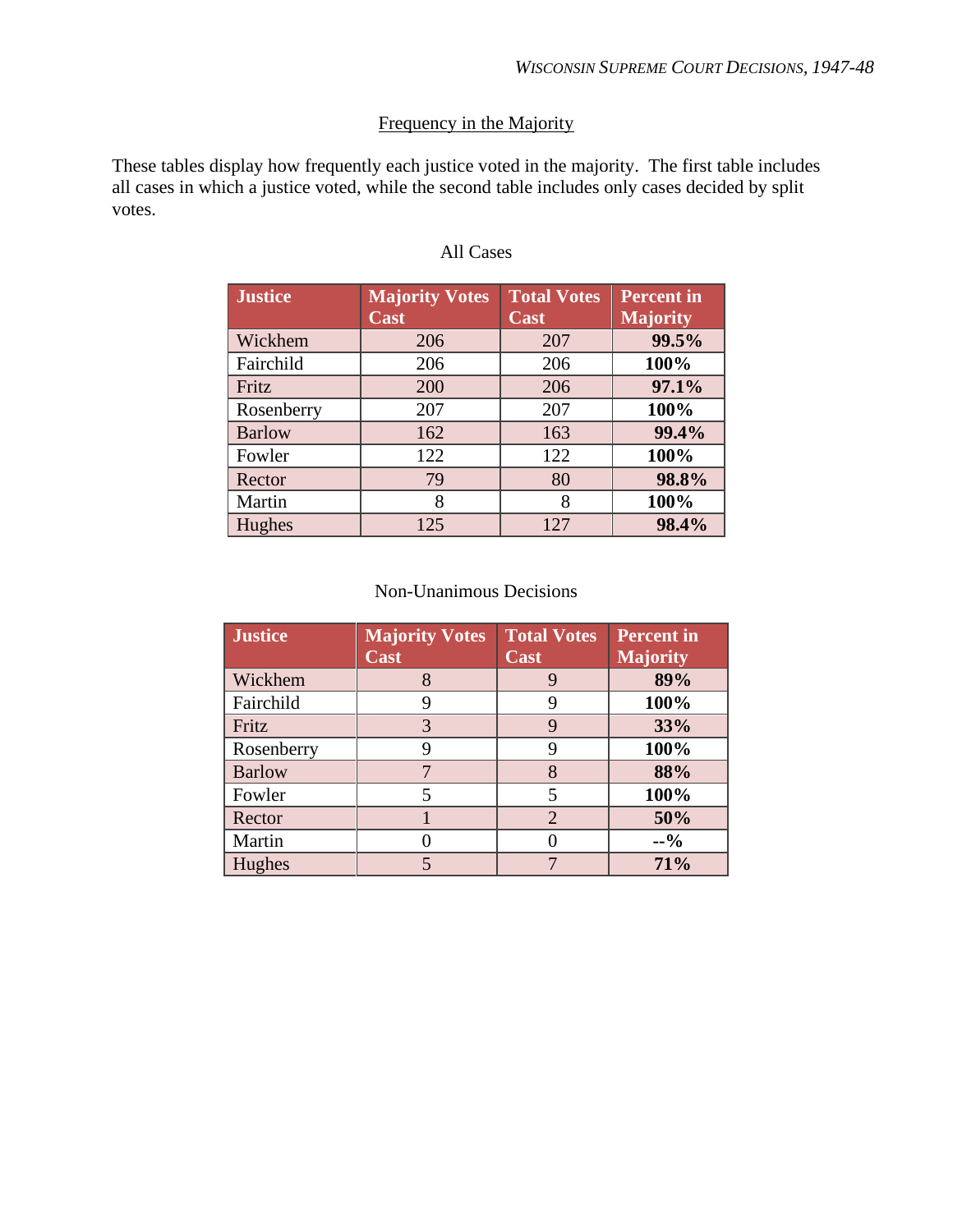## Frequency in the Majority

These tables display how frequently each justice voted in the majority. The first table includes all cases in which a justice voted, while the second table includes only cases decided by split votes.

All Cases

| Justice | Majority Votes Cast | Total Votes Cast | Percent in Majority |
|---|---|---|---|
| Wickhem | 206 | 207 | **99.5%** |
| Fairchild | 206 | 206 | **100%** |
| Fritz | 200 | 206 | **97.1%** |
| Rosenberry | 207 | 207 | **100%** |
| Barlow | 162 | 163 | **99.4%** |
| Fowler | 122 | 122 | **100%** |
| Rector | 79 | 80 | **98.8%** |
| Martin | 8 | 8 | **100%** |
| Hughes | 125 | 127 | **98.4%** |

Non-Unanimous Decisions

| Justice | Majority Votes Cast | Total Votes Cast | Percent in Majority |
|---|---|---|---|
| Wickhem | 8 | 9 | **89%** |
| Fairchild | 9 | 9 | **100%** |
| Fritz | 3 | 9 | **33%** |
| Rosenberry | 9 | 9 | **100%** |
| Barlow | 7 | 8 | **88%** |
| Fowler | 5 | 5 | **100%** |
| Rector | 1 | 2 | **50%** |
| Martin | 0 | 0 | **--%** |
| Hughes | 5 | 7 | **71%** |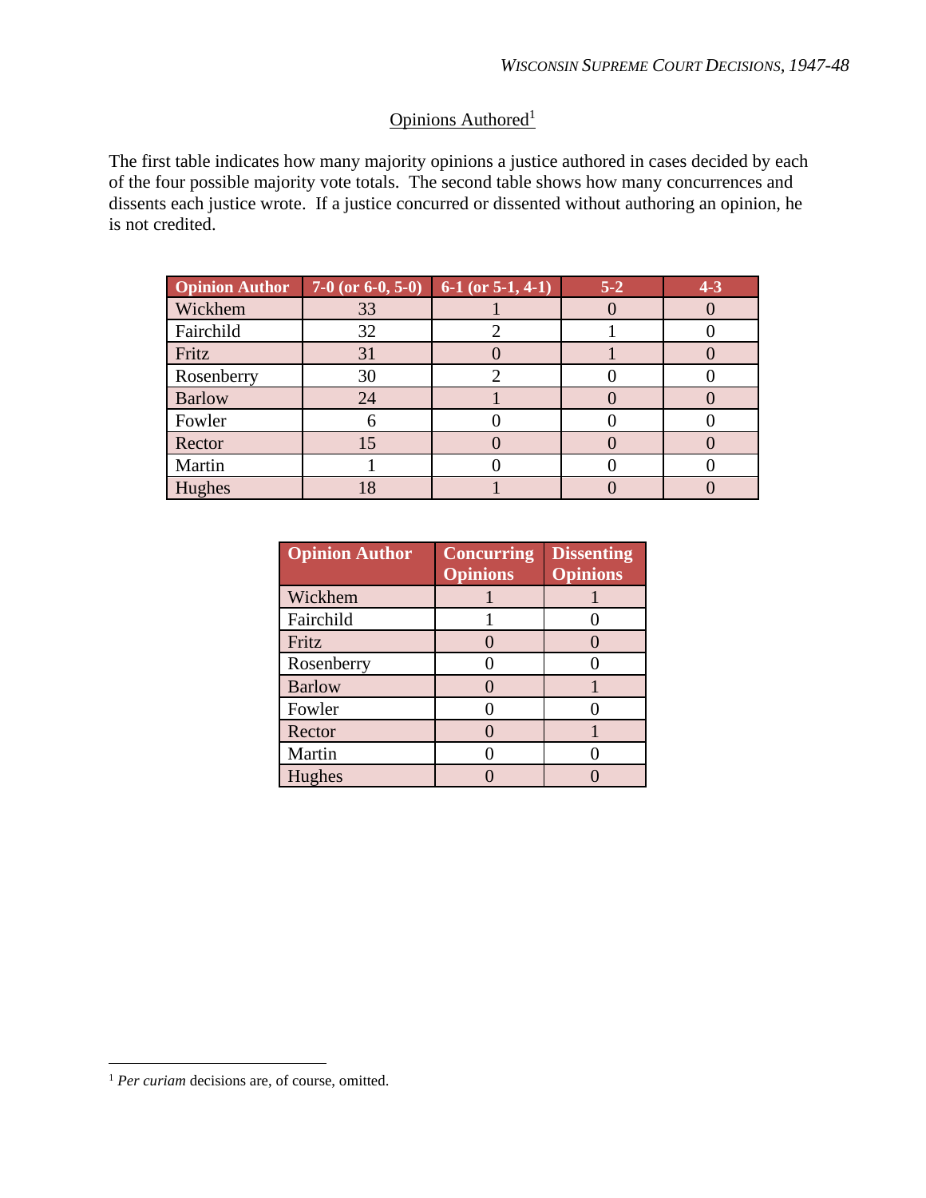## Opinions Authored[1]

The first table indicates how many majority opinions a justice authored in cases decided by each of the four possible majority vote totals. The second table shows how many concurrences and dissents each justice wrote. If a justice concurred or dissented without authoring an opinion, he is not credited.

| Opinion Author | 7-0 (or 6-0, 5-0) | 6-1 (or 5-1, 4-1) | 5-2 | 4-3 |
|---|---|---|---|---|
| Wickhem | 33 | 1 | 0 | 0 |
| Fairchild | 32 | 2 | 1 | 0 |
| Fritz | 31 | 0 | 1 | 0 |
| Rosenberry | 30 | 2 | 0 | 0 |
| Barlow | 24 | 1 | 0 | 0 |
| Fowler | 6 | 0 | 0 | 0 |
| Rector | 15 | 0 | 0 | 0 |
| Martin | 1 | 0 | 0 | 0 |
| Hughes | 18 | 1 | 0 | 0 |

| Opinion Author | Concurring Opinions | Dissenting Opinions |
|---|---|---|
| Wickhem | 1 | 1 |
| Fairchild | 1 | 0 |
| Fritz | 0 | 0 |
| Rosenberry | 0 | 0 |
| Barlow | 0 | 1 |
| Fowler | 0 | 0 |
| Rector | 0 | 1 |
| Martin | 0 | 0 |
| Hughes | 0 | 0 |

[1] *Per curiam* decisions are, of course, omitted.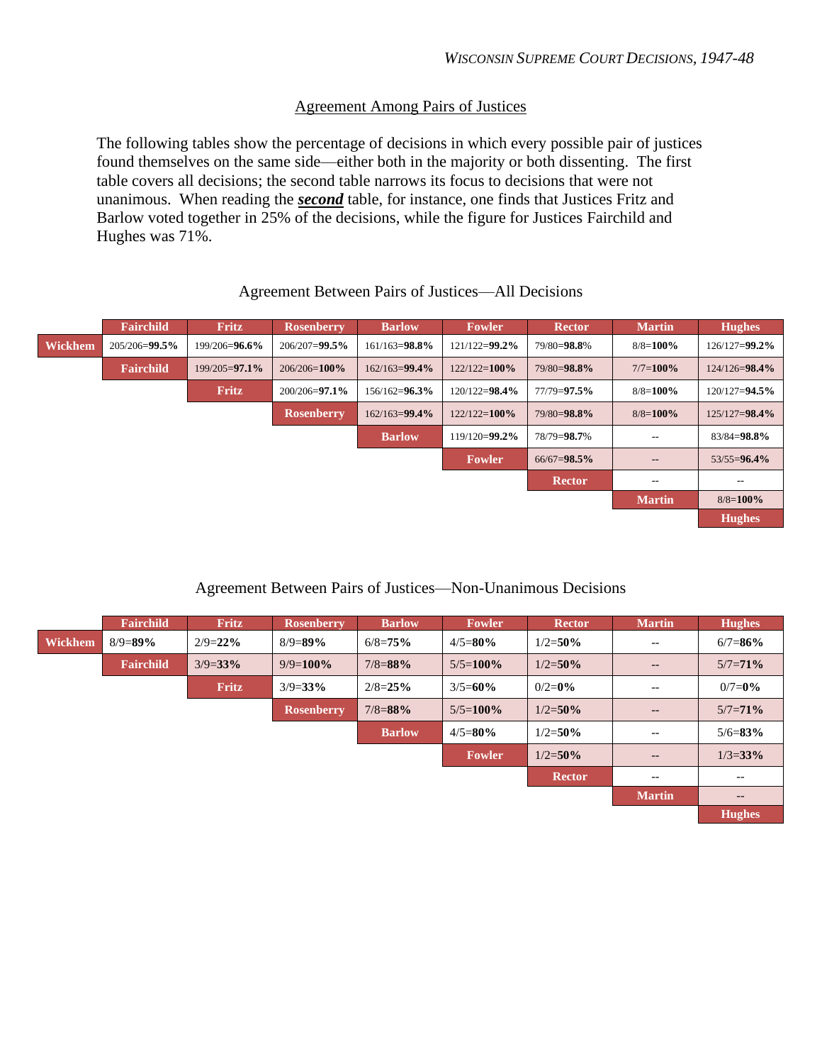## Agreement Among Pairs of Justices

The following tables show the percentage of decisions in which every possible pair of justices found themselves on the same side—either both in the majority or both dissenting. The first table covers all decisions; the second table narrows its focus to decisions that were not unanimous. When reading the ***second*** table, for instance, one finds that Justices Fritz and Barlow voted together in 25% of the decisions, while the figure for Justices Fairchild and Hughes was 71%.

### Agreement Between Pairs of Justices—All Decisions

| | Fairchild | Fritz | Rosenberry | Barlow | Fowler | Rector | Martin | Hughes |
|---|---|---|---|---|---|---|---|---|
| **Wickhem** | 205/206=**99.5%** | 199/206=**96.6%** | 206/207=**99.5%** | 161/163=**98.8%** | 121/122=**99.2%** | 79/80=**98.8%** | 8/8=**100%** | 126/127=**99.2%** |
| | **Fairchild** | 199/205=**97.1%** | 206/206=**100%** | 162/163=**99.4%** | 122/122=**100%** | 79/80=**98.8%** | 7/7=**100%** | 124/126=**98.4%** |
| | | **Fritz** | 200/206=**97.1%** | 156/162=**96.3%** | 120/122=**98.4%** | 77/79=**97.5%** | 8/8=**100%** | 120/127=**94.5%** |
| | | | **Rosenberry** | 162/163=**99.4%** | 122/122=**100%** | 79/80=**98.8%** | 8/8=**100%** | 125/127=**98.4%** |
| | | | | **Barlow** | 119/120=**99.2%** | 78/79=**98.7%** | -- | 83/84=**98.8%** |
| | | | | | **Fowler** | 66/67=**98.5%** | -- | 53/55=**96.4%** |
| | | | | | | **Rector** | -- | -- |
| | | | | | | | **Martin** | 8/8=**100%** |
| | | | | | | | | **Hughes** |

### Agreement Between Pairs of Justices—Non-Unanimous Decisions

| | Fairchild | Fritz | Rosenberry | Barlow | Fowler | Rector | Martin | Hughes |
|---|---|---|---|---|---|---|---|---|
| **Wickhem** | 8/9=**89%** | 2/9=**22%** | 8/9=**89%** | 6/8=**75%** | 4/5=**80%** | 1/2=**50%** | -- | 6/7=**86%** |
| | **Fairchild** | 3/9=**33%** | 9/9=**100%** | 7/8=**88%** | 5/5=**100%** | 1/2=**50%** | -- | 5/7=**71%** |
| | | **Fritz** | 3/9=**33%** | 2/8=**25%** | 3/5=**60%** | 0/2=**0%** | -- | 0/7=**0%** |
| | | | **Rosenberry** | 7/8=**88%** | 5/5=**100%** | 1/2=**50%** | -- | 5/7=**71%** |
| | | | | **Barlow** | 4/5=**80%** | 1/2=**50%** | -- | 5/6=**83%** |
| | | | | | **Fowler** | 1/2=**50%** | -- | 1/3=**33%** |
| | | | | | | **Rector** | -- | -- |
| | | | | | | | **Martin** | -- |
| | | | | | | | | **Hughes** |